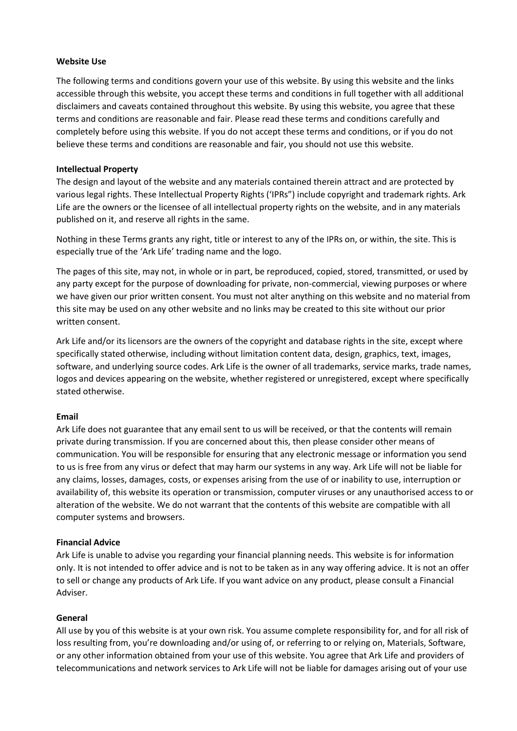**Website Use**

The following terms and conditions govern your use of this website. By using this website and the links accessible through this website, you accept these terms and conditions in full together with all additional disclaimers and caveats contained throughout this website. By using this website, you agree that these terms and conditions are reasonable and fair. Please read these terms and conditions carefully and completely before using this website. If you do not accept these terms and conditions, or if you do not believe these terms and conditions are reasonable and fair, you should not use this website.

**Intellectual Property**

The design and layout of the website and any materials contained therein attract and are protected by various legal rights. These Intellectual Property Rights ('IPRs") include copyright and trademark rights. Ark Life are the owners or the licensee of all intellectual property rights on the website, and in any materials published on it, and reserve all rights in the same.

Nothing in these Terms grants any right, title or interest to any of the IPRs on, or within, the site. This is especially true of the 'Ark Life' trading name and the logo.

The pages of this site, may not, in whole or in part, be reproduced, copied, stored, transmitted, or used by any party except for the purpose of downloading for private, non-commercial, viewing purposes or where we have given our prior written consent. You must not alter anything on this website and no material from this site may be used on any other website and no links may be created to this site without our prior written consent.

Ark Life and/or its licensors are the owners of the copyright and database rights in the site, except where specifically stated otherwise, including without limitation content data, design, graphics, text, images, software, and underlying source codes. Ark Life is the owner of all trademarks, service marks, trade names, logos and devices appearing on the website, whether registered or unregistered, except where specifically stated otherwise.

**Email**

Ark Life does not guarantee that any email sent to us will be received, or that the contents will remain private during transmission. If you are concerned about this, then please consider other means of communication. You will be responsible for ensuring that any electronic message or information you send to us is free from any virus or defect that may harm our systems in any way. Ark Life will not be liable for any claims, losses, damages, costs, or expenses arising from the use of or inability to use, interruption or availability of, this website its operation or transmission, computer viruses or any unauthorised access to or alteration of the website. We do not warrant that the contents of this website are compatible with all computer systems and browsers.

**Financial Advice**

Ark Life is unable to advise you regarding your financial planning needs. This website is for information only. It is not intended to offer advice and is not to be taken as in any way offering advice. It is not an offer to sell or change any products of Ark Life. If you want advice on any product, please consult a Financial Adviser.

**General**

All use by you of this website is at your own risk. You assume complete responsibility for, and for all risk of loss resulting from, you're downloading and/or using of, or referring to or relying on, Materials, Software, or any other information obtained from your use of this website. You agree that Ark Life and providers of telecommunications and network services to Ark Life will not be liable for damages arising out of your use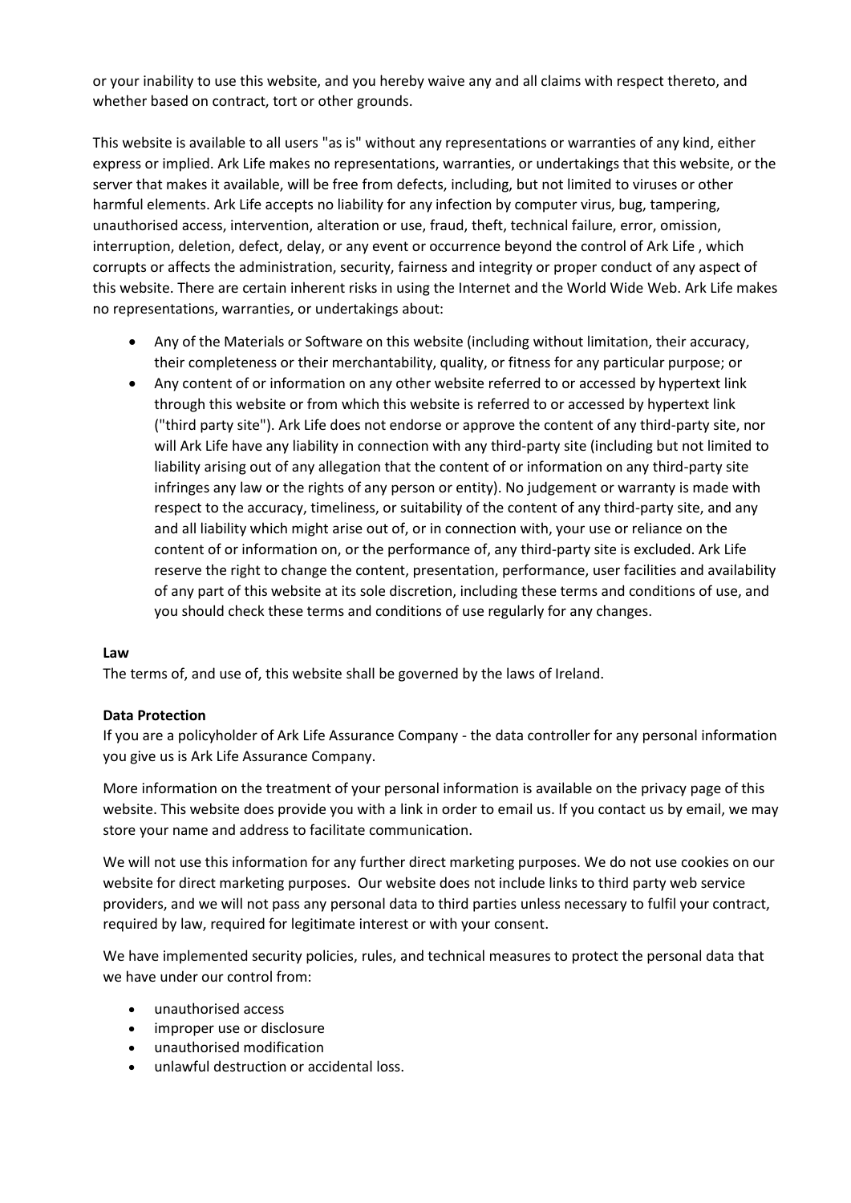or your inability to use this website, and you hereby waive any and all claims with respect thereto, and whether based on contract, tort or other grounds.

This website is available to all users "as is" without any representations or warranties of any kind, either express or implied. Ark Life makes no representations, warranties, or undertakings that this website, or the server that makes it available, will be free from defects, including, but not limited to viruses or other harmful elements. Ark Life accepts no liability for any infection by computer virus, bug, tampering, unauthorised access, intervention, alteration or use, fraud, theft, technical failure, error, omission, interruption, deletion, defect, delay, or any event or occurrence beyond the control of Ark Life , which corrupts or affects the administration, security, fairness and integrity or proper conduct of any aspect of this website. There are certain inherent risks in using the Internet and the World Wide Web. Ark Life makes no representations, warranties, or undertakings about:

- Any of the Materials or Software on this website (including without limitation, their accuracy, their completeness or their merchantability, quality, or fitness for any particular purpose; or
- Any content of or information on any other website referred to or accessed by hypertext link through this website or from which this website is referred to or accessed by hypertext link ("third party site"). Ark Life does not endorse or approve the content of any third-party site, nor will Ark Life have any liability in connection with any third-party site (including but not limited to liability arising out of any allegation that the content of or information on any third-party site infringes any law or the rights of any person or entity). No judgement or warranty is made with respect to the accuracy, timeliness, or suitability of the content of any third-party site, and any and all liability which might arise out of, or in connection with, your use or reliance on the content of or information on, or the performance of, any third-party site is excluded. Ark Life reserve the right to change the content, presentation, performance, user facilities and availability of any part of this website at its sole discretion, including these terms and conditions of use, and you should check these terms and conditions of use regularly for any changes.

**Law**

The terms of, and use of, this website shall be governed by the laws of Ireland.

**Data Protection**

If you are a policyholder of Ark Life Assurance Company - the data controller for any personal information you give us is Ark Life Assurance Company.

More information on the treatment of your personal information is available on the privacy page of this website. This website does provide you with a link in order to email us. If you contact us by email, we may store your name and address to facilitate communication.

We will not use this information for any further direct marketing purposes. We do not use cookies on our website for direct marketing purposes. Our website does not include links to third party web service providers, and we will not pass any personal data to third parties unless necessary to fulfil your contract, required by law, required for legitimate interest or with your consent.

We have implemented security policies, rules, and technical measures to protect the personal data that we have under our control from:

- unauthorised access
- improper use or disclosure
- unauthorised modification
- unlawful destruction or accidental loss.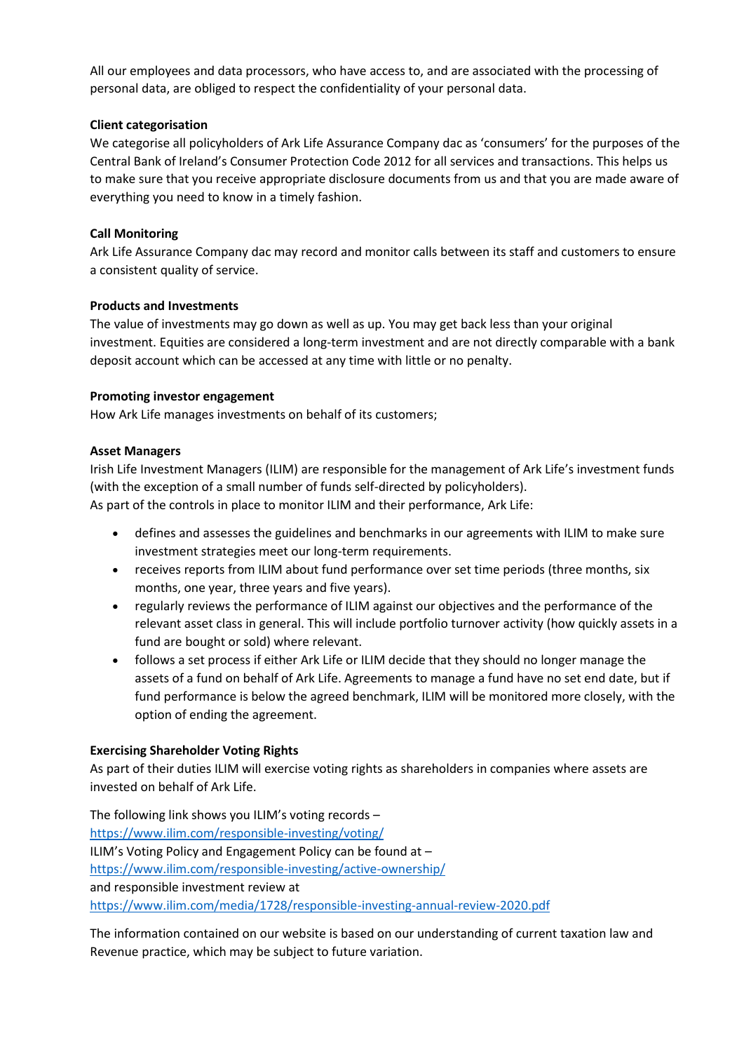All our employees and data processors, who have access to, and are associated with the processing of personal data, are obliged to respect the confidentiality of your personal data.

**Client categorisation**

We categorise all policyholders of Ark Life Assurance Company dac as 'consumers' for the purposes of the Central Bank of Ireland's Consumer Protection Code 2012 for all services and transactions. This helps us to make sure that you receive appropriate disclosure documents from us and that you are made aware of everything you need to know in a timely fashion.

**Call Monitoring**

Ark Life Assurance Company dac may record and monitor calls between its staff and customers to ensure a consistent quality of service.

**Products and Investments**

The value of investments may go down as well as up. You may get back less than your original investment. Equities are considered a long-term investment and are not directly comparable with a bank deposit account which can be accessed at any time with little or no penalty.

**Promoting investor engagement**

How Ark Life manages investments on behalf of its customers;

**Asset Managers**

Irish Life Investment Managers (ILIM) are responsible for the management of Ark Life's investment funds (with the exception of a small number of funds self-directed by policyholders).
As part of the controls in place to monitor ILIM and their performance, Ark Life:

- defines and assesses the guidelines and benchmarks in our agreements with ILIM to make sure investment strategies meet our long-term requirements.
- receives reports from ILIM about fund performance over set time periods (three months, six months, one year, three years and five years).
- regularly reviews the performance of ILIM against our objectives and the performance of the relevant asset class in general. This will include portfolio turnover activity (how quickly assets in a fund are bought or sold) where relevant.
- follows a set process if either Ark Life or ILIM decide that they should no longer manage the assets of a fund on behalf of Ark Life. Agreements to manage a fund have no set end date, but if fund performance is below the agreed benchmark, ILIM will be monitored more closely, with the option of ending the agreement.

**Exercising Shareholder Voting Rights**

As part of their duties ILIM will exercise voting rights as shareholders in companies where assets are invested on behalf of Ark Life.

The following link shows you ILIM's voting records –
https://www.ilim.com/responsible-investing/voting/
ILIM's Voting Policy and Engagement Policy can be found at –
https://www.ilim.com/responsible-investing/active-ownership/
and responsible investment review at
https://www.ilim.com/media/1728/responsible-investing-annual-review-2020.pdf

The information contained on our website is based on our understanding of current taxation law and Revenue practice, which may be subject to future variation.